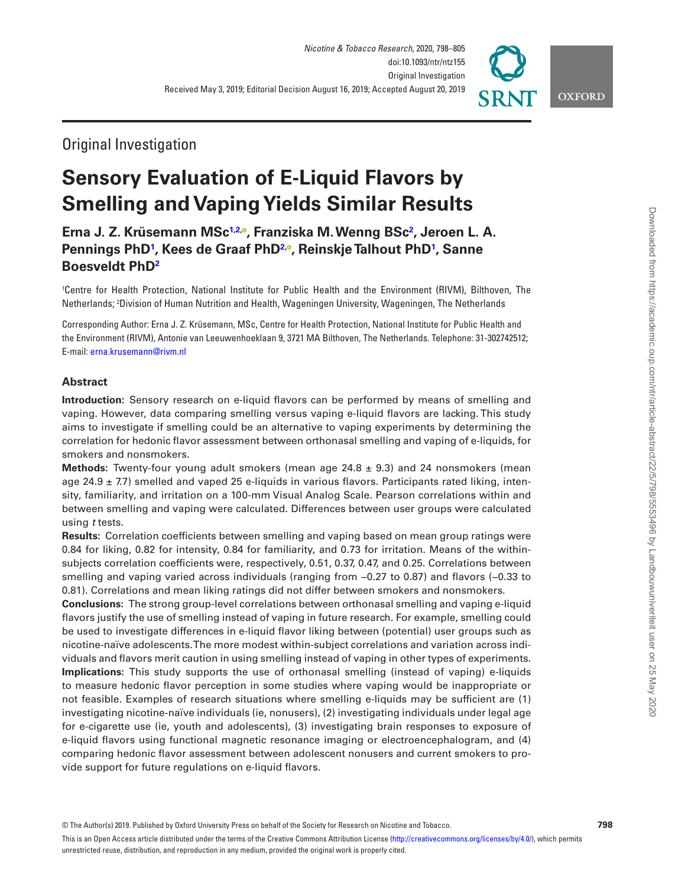Original Investigation

# Sensory Evaluation of E-Liquid Flavors by Smelling and Vaping Yields Similar Results

**Erna J. Z. Krüsemann MSc[1,2], Franziska M. Wenng BSc[2], Jeroen L. A. Pennings PhD[1], Kees de Graaf PhD[2], Reinskje Talhout PhD[1], Sanne Boesveldt PhD[2]**

[1]Centre for Health Protection, National Institute for Public Health and the Environment (RIVM), Bilthoven, The Netherlands; [2]Division of Human Nutrition and Health, Wageningen University, Wageningen, The Netherlands

Corresponding Author: Erna J. Z. Krüsemann, MSc, Centre for Health Protection, National Institute for Public Health and the Environment (RIVM), Antonie van Leeuwenhoeklaan 9, 3721 MA Bilthoven, The Netherlands. Telephone: 31-302742512; E-mail: erna.krusemann@rivm.nl

Received May 3, 2019; Editorial Decision August 16, 2019; Accepted August 20, 2019

## Abstract

**Introduction:** Sensory research on e-liquid flavors can be performed by means of smelling and vaping. However, data comparing smelling versus vaping e-liquid flavors are lacking. This study aims to investigate if smelling could be an alternative to vaping experiments by determining the correlation for hedonic flavor assessment between orthonasal smelling and vaping of e-liquids, for smokers and nonsmokers.

**Methods:** Twenty-four young adult smokers (mean age 24.8 ± 9.3) and 24 nonsmokers (mean age 24.9 ± 7.7) smelled and vaped 25 e-liquids in various flavors. Participants rated liking, intensity, familiarity, and irritation on a 100-mm Visual Analog Scale. Pearson correlations within and between smelling and vaping were calculated. Differences between user groups were calculated using *t* tests.

**Results:** Correlation coefficients between smelling and vaping based on mean group ratings were 0.84 for liking, 0.82 for intensity, 0.84 for familiarity, and 0.73 for irritation. Means of the within-subjects correlation coefficients were, respectively, 0.51, 0.37, 0.47, and 0.25. Correlations between smelling and vaping varied across individuals (ranging from −0.27 to 0.87) and flavors (−0.33 to 0.81). Correlations and mean liking ratings did not differ between smokers and nonsmokers.

**Conclusions:** The strong group-level correlations between orthonasal smelling and vaping e-liquid flavors justify the use of smelling instead of vaping in future research. For example, smelling could be used to investigate differences in e-liquid flavor liking between (potential) user groups such as nicotine-naïve adolescents. The more modest within-subject correlations and variation across individuals and flavors merit caution in using smelling instead of vaping in other types of experiments.

**Implications:** This study supports the use of orthonasal smelling (instead of vaping) e-liquids to measure hedonic flavor perception in some studies where vaping would be inappropriate or not feasible. Examples of research situations where smelling e-liquids may be sufficient are (1) investigating nicotine-naïve individuals (ie, nonusers), (2) investigating individuals under legal age for e-cigarette use (ie, youth and adolescents), (3) investigating brain responses to exposure of e-liquid flavors using functional magnetic resonance imaging or electroencephalogram, and (4) comparing hedonic flavor assessment between adolescent nonusers and current smokers to provide support for future regulations on e-liquid flavors.

© The Author(s) 2019. Published by Oxford University Press on behalf of the Society for Research on Nicotine and Tobacco.

This is an Open Access article distributed under the terms of the Creative Commons Attribution License (http://creativecommons.org/licenses/by/4.0/), which permits unrestricted reuse, distribution, and reproduction in any medium, provided the original work is properly cited.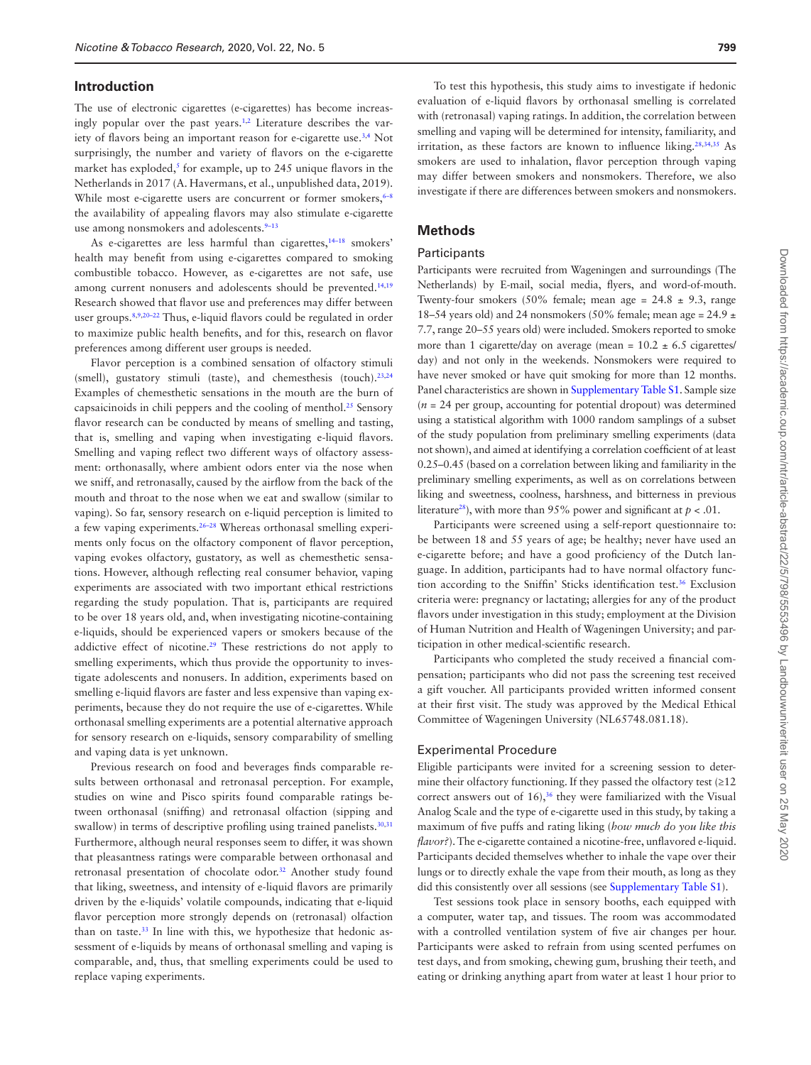## Introduction

The use of electronic cigarettes (e-cigarettes) has become increasingly popular over the past years.[1,2] Literature describes the variety of flavors being an important reason for e-cigarette use.[3,4] Not surprisingly, the number and variety of flavors on the e-cigarette market has exploded,[5] for example, up to 245 unique flavors in the Netherlands in 2017 (A. Havermans, et al., unpublished data, 2019). While most e-cigarette users are concurrent or former smokers,[6–8] the availability of appealing flavors may also stimulate e-cigarette use among nonsmokers and adolescents.[9–13]

As e-cigarettes are less harmful than cigarettes,[14–18] smokers' health may benefit from using e-cigarettes compared to smoking combustible tobacco. However, as e-cigarettes are not safe, use among current nonusers and adolescents should be prevented.[14,19] Research showed that flavor use and preferences may differ between user groups.[8,9,20–22] Thus, e-liquid flavors could be regulated in order to maximize public health benefits, and for this, research on flavor preferences among different user groups is needed.

Flavor perception is a combined sensation of olfactory stimuli (smell), gustatory stimuli (taste), and chemesthesis (touch).[23,24] Examples of chemesthetic sensations in the mouth are the burn of capsaicinoids in chili peppers and the cooling of menthol.[25] Sensory flavor research can be conducted by means of smelling and tasting, that is, smelling and vaping when investigating e-liquid flavors. Smelling and vaping reflect two different ways of olfactory assessment: orthonasally, where ambient odors enter via the nose when we sniff, and retronasally, caused by the airflow from the back of the mouth and throat to the nose when we eat and swallow (similar to vaping). So far, sensory research on e-liquid perception is limited to a few vaping experiments.[26–28] Whereas orthonasal smelling experiments only focus on the olfactory component of flavor perception, vaping evokes olfactory, gustatory, as well as chemesthetic sensations. However, although reflecting real consumer behavior, vaping experiments are associated with two important ethical restrictions regarding the study population. That is, participants are required to be over 18 years old, and, when investigating nicotine-containing e-liquids, should be experienced vapers or smokers because of the addictive effect of nicotine.[29] These restrictions do not apply to smelling experiments, which thus provide the opportunity to investigate adolescents and nonusers. In addition, experiments based on smelling e-liquid flavors are faster and less expensive than vaping experiments, because they do not require the use of e-cigarettes. While orthonasal smelling experiments are a potential alternative approach for sensory research on e-liquids, sensory comparability of smelling and vaping data is yet unknown.

Previous research on food and beverages finds comparable results between orthonasal and retronasal perception. For example, studies on wine and Pisco spirits found comparable ratings between orthonasal (sniffing) and retronasal olfaction (sipping and swallow) in terms of descriptive profiling using trained panelists.[30,31] Furthermore, although neural responses seem to differ, it was shown that pleasantness ratings were comparable between orthonasal and retronasal presentation of chocolate odor.[32] Another study found that liking, sweetness, and intensity of e-liquid flavors are primarily driven by the e-liquids' volatile compounds, indicating that e-liquid flavor perception more strongly depends on (retronasal) olfaction than on taste.[33] In line with this, we hypothesize that hedonic assessment of e-liquids by means of orthonasal smelling and vaping is comparable, and, thus, that smelling experiments could be used to replace vaping experiments.

To test this hypothesis, this study aims to investigate if hedonic evaluation of e-liquid flavors by orthonasal smelling is correlated with (retronasal) vaping ratings. In addition, the correlation between smelling and vaping will be determined for intensity, familiarity, and irritation, as these factors are known to influence liking.[28,34,35] As smokers are used to inhalation, flavor perception through vaping may differ between smokers and nonsmokers. Therefore, we also investigate if there are differences between smokers and nonsmokers.

## Methods

### Participants

Participants were recruited from Wageningen and surroundings (The Netherlands) by E-mail, social media, flyers, and word-of-mouth. Twenty-four smokers (50% female; mean age = 24.8 ± 9.3, range 18–54 years old) and 24 nonsmokers (50% female; mean age = 24.9 ± 7.7, range 20–55 years old) were included. Smokers reported to smoke more than 1 cigarette/day on average (mean = 10.2 ± 6.5 cigarettes/day) and not only in the weekends. Nonsmokers were required to have never smoked or have quit smoking for more than 12 months. Panel characteristics are shown in Supplementary Table S1. Sample size ($n$ = 24 per group, accounting for potential dropout) was determined using a statistical algorithm with 1000 random samplings of a subset of the study population from preliminary smelling experiments (data not shown), and aimed at identifying a correlation coefficient of at least 0.25–0.45 (based on a correlation between liking and familiarity in the preliminary smelling experiments, as well as on correlations between liking and sweetness, coolness, harshness, and bitterness in previous literature[28]), with more than 95% power and significant at $p < .01$.

Participants were screened using a self-report questionnaire to: be between 18 and 55 years of age; be healthy; never have used an e-cigarette before; and have a good proficiency of the Dutch language. In addition, participants had to have normal olfactory function according to the Sniffin' Sticks identification test.[36] Exclusion criteria were: pregnancy or lactating; allergies for any of the product flavors under investigation in this study; employment at the Division of Human Nutrition and Health of Wageningen University; and participation in other medical-scientific research.

Participants who completed the study received a financial compensation; participants who did not pass the screening test received a gift voucher. All participants provided written informed consent at their first visit. The study was approved by the Medical Ethical Committee of Wageningen University (NL65748.081.18).

### Experimental Procedure

Eligible participants were invited for a screening session to determine their olfactory functioning. If they passed the olfactory test (≥12 correct answers out of 16),[36] they were familiarized with the Visual Analog Scale and the type of e-cigarette used in this study, by taking a maximum of five puffs and rating liking (*how much do you like this flavor?*). The e-cigarette contained a nicotine-free, unflavored e-liquid. Participants decided themselves whether to inhale the vape over their lungs or to directly exhale the vape from their mouth, as long as they did this consistently over all sessions (see Supplementary Table S1).

Test sessions took place in sensory booths, each equipped with a computer, water tap, and tissues. The room was accommodated with a controlled ventilation system of five air changes per hour. Participants were asked to refrain from using scented perfumes on test days, and from smoking, chewing gum, brushing their teeth, and eating or drinking anything apart from water at least 1 hour prior to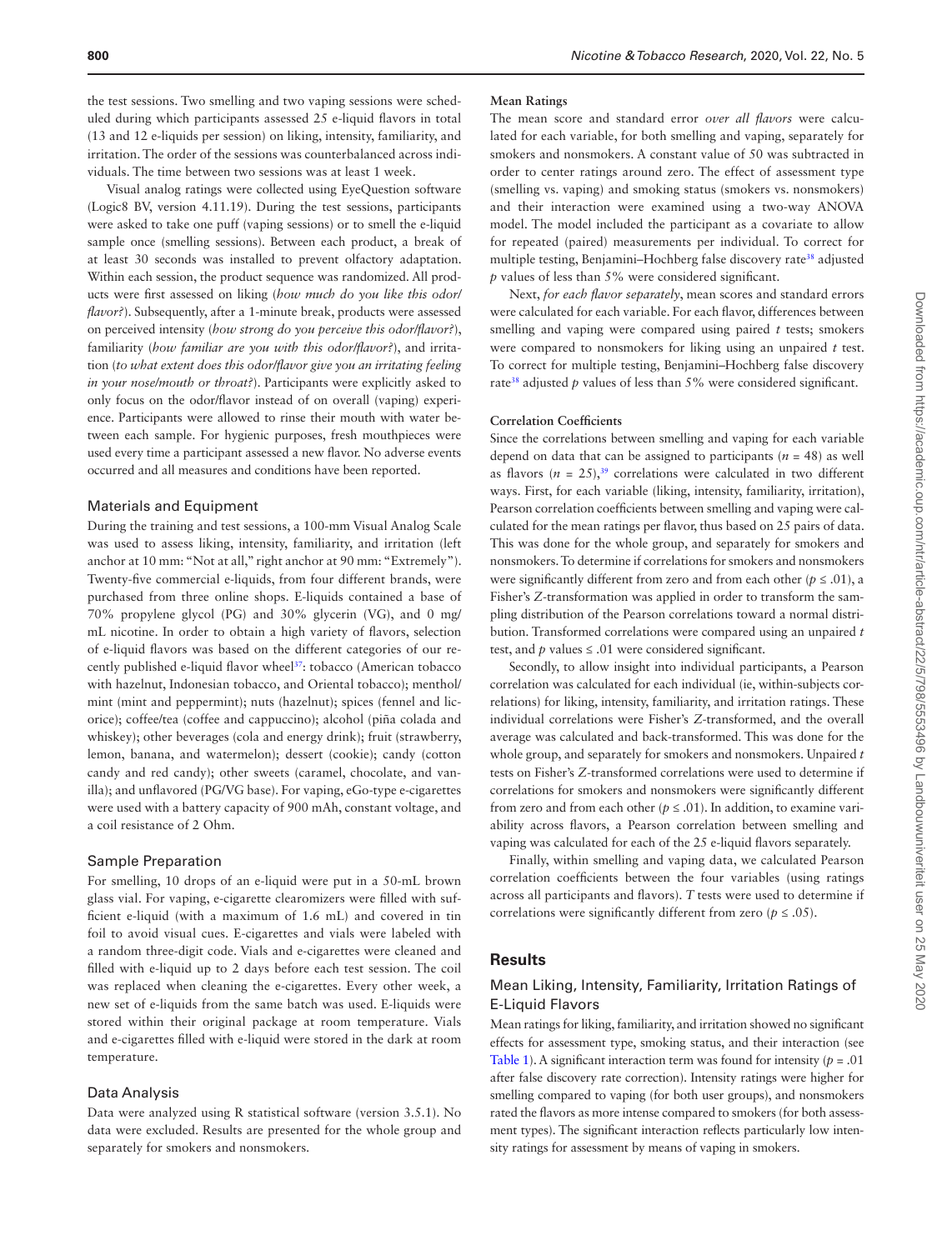the test sessions. Two smelling and two vaping sessions were scheduled during which participants assessed 25 e-liquid flavors in total (13 and 12 e-liquids per session) on liking, intensity, familiarity, and irritation. The order of the sessions was counterbalanced across individuals. The time between two sessions was at least 1 week.

Visual analog ratings were collected using EyeQuestion software (Logic8 BV, version 4.11.19). During the test sessions, participants were asked to take one puff (vaping sessions) or to smell the e-liquid sample once (smelling sessions). Between each product, a break of at least 30 seconds was installed to prevent olfactory adaptation. Within each session, the product sequence was randomized. All products were first assessed on liking (*how much do you like this odor/flavor?*). Subsequently, after a 1-minute break, products were assessed on perceived intensity (*how strong do you perceive this odor/flavor?*), familiarity (*how familiar are you with this odor/flavor?*), and irritation (*to what extent does this odor/flavor give you an irritating feeling in your nose/mouth or throat?*). Participants were explicitly asked to only focus on the odor/flavor instead of on overall (vaping) experience. Participants were allowed to rinse their mouth with water between each sample. For hygienic purposes, fresh mouthpieces were used every time a participant assessed a new flavor. No adverse events occurred and all measures and conditions have been reported.

## Materials and Equipment

During the training and test sessions, a 100-mm Visual Analog Scale was used to assess liking, intensity, familiarity, and irritation (left anchor at 10 mm: "Not at all," right anchor at 90 mm: "Extremely"). Twenty-five commercial e-liquids, from four different brands, were purchased from three online shops. E-liquids contained a base of 70% propylene glycol (PG) and 30% glycerin (VG), and 0 mg/mL nicotine. In order to obtain a high variety of flavors, selection of e-liquid flavors was based on the different categories of our recently published e-liquid flavor wheel[37]: tobacco (American tobacco with hazelnut, Indonesian tobacco, and Oriental tobacco); menthol/mint (mint and peppermint); nuts (hazelnut); spices (fennel and licorice); coffee/tea (coffee and cappuccino); alcohol (piña colada and whiskey); other beverages (cola and energy drink); fruit (strawberry, lemon, banana, and watermelon); dessert (cookie); candy (cotton candy and red candy); other sweets (caramel, chocolate, and vanilla); and unflavored (PG/VG base). For vaping, eGo-type e-cigarettes were used with a battery capacity of 900 mAh, constant voltage, and a coil resistance of 2 Ohm.

## Sample Preparation

For smelling, 10 drops of an e-liquid were put in a 50-mL brown glass vial. For vaping, e-cigarette clearomizers were filled with sufficient e-liquid (with a maximum of 1.6 mL) and covered in tin foil to avoid visual cues. E-cigarettes and vials were labeled with a random three-digit code. Vials and e-cigarettes were cleaned and filled with e-liquid up to 2 days before each test session. The coil was replaced when cleaning the e-cigarettes. Every other week, a new set of e-liquids from the same batch was used. E-liquids were stored within their original package at room temperature. Vials and e-cigarettes filled with e-liquid were stored in the dark at room temperature.

## Data Analysis

Data were analyzed using R statistical software (version 3.5.1). No data were excluded. Results are presented for the whole group and separately for smokers and nonsmokers.

### Mean Ratings

The mean score and standard error *over all flavors* were calculated for each variable, for both smelling and vaping, separately for smokers and nonsmokers. A constant value of 50 was subtracted in order to center ratings around zero. The effect of assessment type (smelling vs. vaping) and smoking status (smokers vs. nonsmokers) and their interaction were examined using a two-way ANOVA model. The model included the participant as a covariate to allow for repeated (paired) measurements per individual. To correct for multiple testing, Benjamini–Hochberg false discovery rate[38] adjusted $p$ values of less than 5% were considered significant.

Next, *for each flavor separately*, mean scores and standard errors were calculated for each variable. For each flavor, differences between smelling and vaping were compared using paired $t$ tests; smokers were compared to nonsmokers for liking using an unpaired $t$ test. To correct for multiple testing, Benjamini–Hochberg false discovery rate[38] adjusted $p$ values of less than 5% were considered significant.

### Correlation Coefficients

Since the correlations between smelling and vaping for each variable depend on data that can be assigned to participants ($n$ = 48) as well as flavors ($n$ = 25),[39] correlations were calculated in two different ways. First, for each variable (liking, intensity, familiarity, irritation), Pearson correlation coefficients between smelling and vaping were calculated for the mean ratings per flavor, thus based on 25 pairs of data. This was done for the whole group, and separately for smokers and nonsmokers. To determine if correlations for smokers and nonsmokers were significantly different from zero and from each other ($p \leq .01$), a Fisher's $Z$-transformation was applied in order to transform the sampling distribution of the Pearson correlations toward a normal distribution. Transformed correlations were compared using an unpaired $t$ test, and $p$ values $\leq .01$ were considered significant.

Secondly, to allow insight into individual participants, a Pearson correlation was calculated for each individual (ie, within-subjects correlations) for liking, intensity, familiarity, and irritation ratings. These individual correlations were Fisher's $Z$-transformed, and the overall average was calculated and back-transformed. This was done for the whole group, and separately for smokers and nonsmokers. Unpaired $t$ tests on Fisher's $Z$-transformed correlations were used to determine if correlations for smokers and nonsmokers were significantly different from zero and from each other ($p \leq .01$). In addition, to examine variability across flavors, a Pearson correlation between smelling and vaping was calculated for each of the 25 e-liquid flavors separately.

Finally, within smelling and vaping data, we calculated Pearson correlation coefficients between the four variables (using ratings across all participants and flavors). $T$ tests were used to determine if correlations were significantly different from zero ($p \leq .05$).

# Results

## Mean Liking, Intensity, Familiarity, Irritation Ratings of E-Liquid Flavors

Mean ratings for liking, familiarity, and irritation showed no significant effects for assessment type, smoking status, and their interaction (see Table 1). A significant interaction term was found for intensity ($p$ = .01 after false discovery rate correction). Intensity ratings were higher for smelling compared to vaping (for both user groups), and nonsmokers rated the flavors as more intense compared to smokers (for both assessment types). The significant interaction reflects particularly low intensity ratings for assessment by means of vaping in smokers.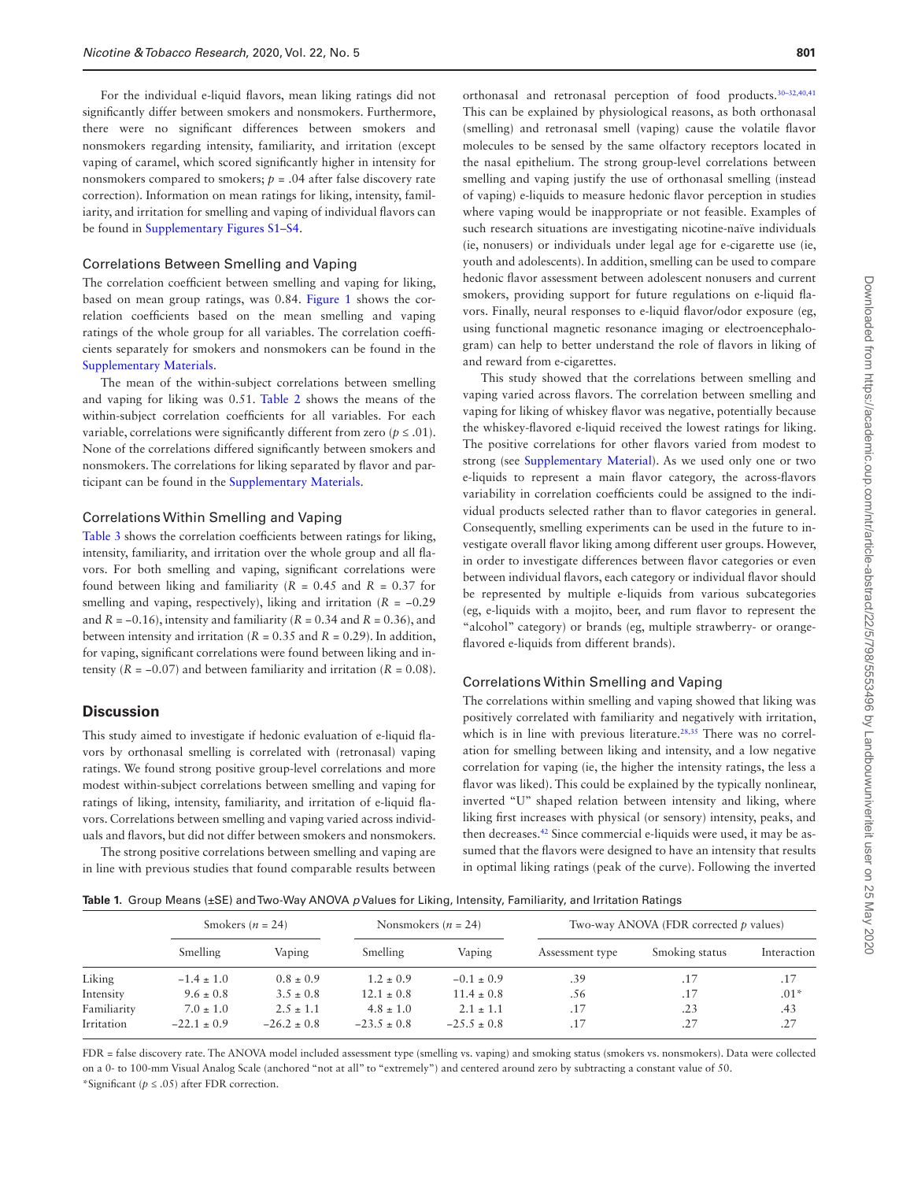For the individual e-liquid flavors, mean liking ratings did not significantly differ between smokers and nonsmokers. Furthermore, there were no significant differences between smokers and nonsmokers regarding intensity, familiarity, and irritation (except vaping of caramel, which scored significantly higher in intensity for nonsmokers compared to smokers; $p = .04$ after false discovery rate correction). Information on mean ratings for liking, intensity, familiarity, and irritation for smelling and vaping of individual flavors can be found in Supplementary Figures S1–S4.

### Correlations Between Smelling and Vaping

The correlation coefficient between smelling and vaping for liking, based on mean group ratings, was 0.84. Figure 1 shows the correlation coefficients based on the mean smelling and vaping ratings of the whole group for all variables. The correlation coefficients separately for smokers and nonsmokers can be found in the Supplementary Materials.

The mean of the within-subject correlations between smelling and vaping for liking was 0.51. Table 2 shows the means of the within-subject correlation coefficients for all variables. For each variable, correlations were significantly different from zero ($p \leq .01$). None of the correlations differed significantly between smokers and nonsmokers. The correlations for liking separated by flavor and participant can be found in the Supplementary Materials.

### Correlations Within Smelling and Vaping

Table 3 shows the correlation coefficients between ratings for liking, intensity, familiarity, and irritation over the whole group and all flavors. For both smelling and vaping, significant correlations were found between liking and familiarity ($R = 0.45$ and $R = 0.37$ for smelling and vaping, respectively), liking and irritation ($R = -0.29$ and $R = -0.16$), intensity and familiarity ($R = 0.34$ and $R = 0.36$), and between intensity and irritation ($R = 0.35$ and $R = 0.29$). In addition, for vaping, significant correlations were found between liking and intensity ($R = -0.07$) and between familiarity and irritation ($R = 0.08$).

## Discussion

This study aimed to investigate if hedonic evaluation of e-liquid flavors by orthonasal smelling is correlated with (retronasal) vaping ratings. We found strong positive group-level correlations and more modest within-subject correlations between smelling and vaping for ratings of liking, intensity, familiarity, and irritation of e-liquid flavors. Correlations between smelling and vaping varied across individuals and flavors, but did not differ between smokers and nonsmokers.

The strong positive correlations between smelling and vaping are in line with previous studies that found comparable results between orthonasal and retronasal perception of food products.[30–32,40,41] This can be explained by physiological reasons, as both orthonasal (smelling) and retronasal smell (vaping) cause the volatile flavor molecules to be sensed by the same olfactory receptors located in the nasal epithelium. The strong group-level correlations between smelling and vaping justify the use of orthonasal smelling (instead of vaping) e-liquids to measure hedonic flavor perception in studies where vaping would be inappropriate or not feasible. Examples of such research situations are investigating nicotine-naïve individuals (ie, nonusers) or individuals under legal age for e-cigarette use (ie, youth and adolescents). In addition, smelling can be used to compare hedonic flavor assessment between adolescent nonusers and current smokers, providing support for future regulations on e-liquid flavors. Finally, neural responses to e-liquid flavor/odor exposure (eg, using functional magnetic resonance imaging or electroencephalogram) can help to better understand the role of flavors in liking of and reward from e-cigarettes.

This study showed that the correlations between smelling and vaping varied across flavors. The correlation between smelling and vaping for liking of whiskey flavor was negative, potentially because the whiskey-flavored e-liquid received the lowest ratings for liking. The positive correlations for other flavors varied from modest to strong (see Supplementary Material). As we used only one or two e-liquids to represent a main flavor category, the across-flavors variability in correlation coefficients could be assigned to the individual products selected rather than to flavor categories in general. Consequently, smelling experiments can be used in the future to investigate overall flavor liking among different user groups. However, in order to investigate differences between flavor categories or even between individual flavors, each category or individual flavor should be represented by multiple e-liquids from various subcategories (eg, e-liquids with a mojito, beer, and rum flavor to represent the "alcohol" category) or brands (eg, multiple strawberry- or orange-flavored e-liquids from different brands).

### Correlations Within Smelling and Vaping

The correlations within smelling and vaping showed that liking was positively correlated with familiarity and negatively with irritation, which is in line with previous literature.[28,35] There was no correlation for smelling between liking and intensity, and a low negative correlation for vaping (ie, the higher the intensity ratings, the less a flavor was liked). This could be explained by the typically nonlinear, inverted "U" shaped relation between intensity and liking, where liking first increases with physical (or sensory) intensity, peaks, and then decreases.[42] Since commercial e-liquids were used, it may be assumed that the flavors were designed to have an intensity that results in optimal liking ratings (peak of the curve). Following the inverted

**Table 1.** Group Means (±SE) and Two-Way ANOVA *p* Values for Liking, Intensity, Familiarity, and Irritation Ratings

| | Smokers ($n$ = 24) | | Nonsmokers ($n$ = 24) | | Two-way ANOVA (FDR corrected *p* values) | | |
|---|---|---|---|---|---|---|---|
| | Smelling | Vaping | Smelling | Vaping | Assessment type | Smoking status | Interaction |
| Liking | −1.4 ± 1.0 | 0.8 ± 0.9 | 1.2 ± 0.9 | −0.1 ± 0.9 | .39 | .17 | .17 |
| Intensity | 9.6 ± 0.8 | 3.5 ± 0.8 | 12.1 ± 0.8 | 11.4 ± 0.8 | .56 | .17 | .01* |
| Familiarity | 7.0 ± 1.0 | 2.5 ± 1.1 | 4.8 ± 1.0 | 2.1 ± 1.1 | .17 | .23 | .43 |
| Irritation | −22.1 ± 0.9 | −26.2 ± 0.8 | −23.5 ± 0.8 | −25.5 ± 0.8 | .17 | .27 | .27 |

FDR = false discovery rate. The ANOVA model included assessment type (smelling vs. vaping) and smoking status (smokers vs. nonsmokers). Data were collected on a 0- to 100-mm Visual Analog Scale (anchored "not at all" to "extremely") and centered around zero by subtracting a constant value of 50.

*Significant ($p \leq .05$) after FDR correction.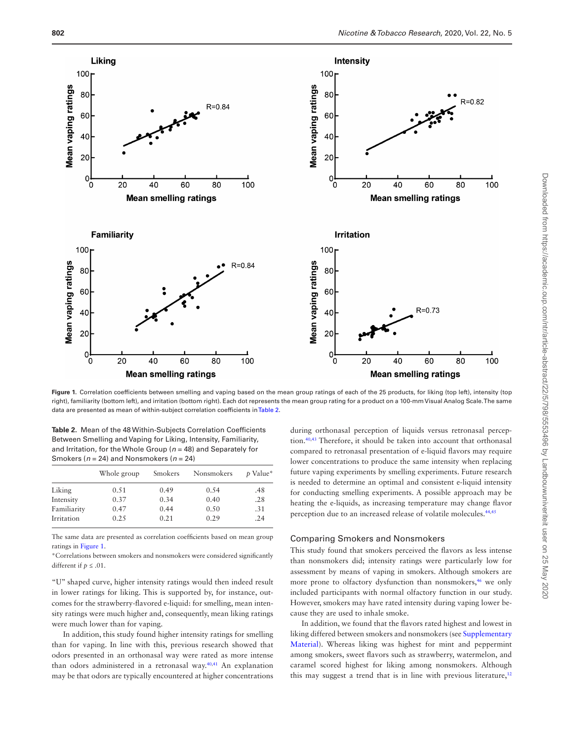Figure 1. Correlation coefficients between smelling and vaping based on the mean group ratings of each of the 25 products, for liking (top left), intensity (top right), familiarity (bottom left), and irritation (bottom right). Each dot represents the mean group rating for a product on a 100-mm Visual Analog Scale. The same data are presented as mean of within-subject correlation coefficients in Table 2.

Table 2. Mean of the 48 Within-Subjects Correlation Coefficients Between Smelling and Vaping for Liking, Intensity, Familiarity, and Irritation, for the Whole Group ($n$ = 48) and Separately for Smokers ($n$ = 24) and Nonsmokers ($n$ = 24)

| | Whole group | Smokers | Nonsmokers | $p$ Value* |
|---|---|---|---|---|
| Liking | 0.51 | 0.49 | 0.54 | .48 |
| Intensity | 0.37 | 0.34 | 0.40 | .28 |
| Familiarity | 0.47 | 0.44 | 0.50 | .31 |
| Irritation | 0.25 | 0.21 | 0.29 | .24 |

The same data are presented as correlation coefficients based on mean group ratings in Figure 1.

*Correlations between smokers and nonsmokers were considered significantly different if $p \leq .01$.

"U" shaped curve, higher intensity ratings would then indeed result in lower ratings for liking. This is supported by, for instance, outcomes for the strawberry-flavored e-liquid: for smelling, mean intensity ratings were much higher and, consequently, mean liking ratings were much lower than for vaping.

In addition, this study found higher intensity ratings for smelling than for vaping. In line with this, previous research showed that odors presented in an orthonasal way were rated as more intense than odors administered in a retronasal way.[40,41] An explanation may be that odors are typically encountered at higher concentrations during orthonasal perception of liquids versus retronasal perception.[40,43] Therefore, it should be taken into account that orthonasal compared to retronasal presentation of e-liquid flavors may require lower concentrations to produce the same intensity when replacing future vaping experiments by smelling experiments. Future research is needed to determine an optimal and consistent e-liquid intensity for conducting smelling experiments. A possible approach may be heating the e-liquids, as increasing temperature may change flavor perception due to an increased release of volatile molecules.[44,45]

## Comparing Smokers and Nonsmokers

This study found that smokers perceived the flavors as less intense than nonsmokers did; intensity ratings were particularly low for assessment by means of vaping in smokers. Although smokers are more prone to olfactory dysfunction than nonsmokers,[46] we only included participants with normal olfactory function in our study. However, smokers may have rated intensity during vaping lower because they are used to inhale smoke.

In addition, we found that the flavors rated highest and lowest in liking differed between smokers and nonsmokers (see Supplementary Material). Whereas liking was highest for mint and peppermint among smokers, sweet flavors such as strawberry, watermelon, and caramel scored highest for liking among nonsmokers. Although this may suggest a trend that is in line with previous literature,[12]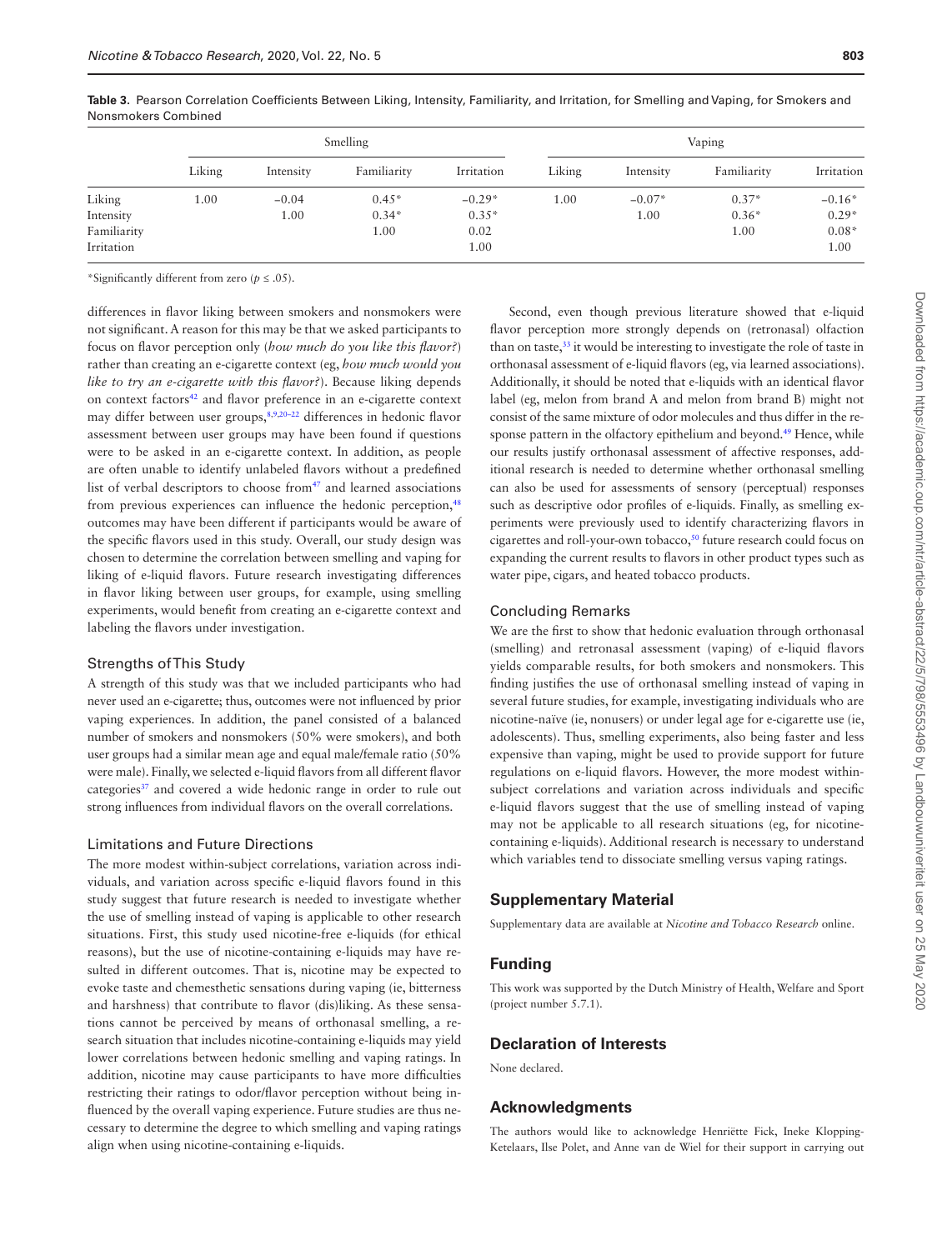**Table 3.** Pearson Correlation Coefficients Between Liking, Intensity, Familiarity, and Irritation, for Smelling and Vaping, for Smokers and Nonsmokers Combined

| | Smelling | | | | Vaping | | | |
|---|---|---|---|---|---|---|---|---|
| | Liking | Intensity | Familiarity | Irritation | Liking | Intensity | Familiarity | Irritation |
| Liking | 1.00 | −0.04 | 0.45* | −0.29* | 1.00 | −0.07* | 0.37* | −0.16* |
| Intensity | | 1.00 | 0.34* | 0.35* | | 1.00 | 0.36* | 0.29* |
| Familiarity | | | 1.00 | 0.02 | | | 1.00 | 0.08* |
| Irritation | | | | 1.00 | | | | 1.00 |

*Significantly different from zero ($p \leq .05$).

differences in flavor liking between smokers and nonsmokers were not significant. A reason for this may be that we asked participants to focus on flavor perception only (*how much do you like this flavor?*) rather than creating an e-cigarette context (eg, *how much would you like to try an e-cigarette with this flavor?*). Because liking depends on context factors[42] and flavor preference in an e-cigarette context may differ between user groups,[8,9,20–22] differences in hedonic flavor assessment between user groups may have been found if questions were to be asked in an e-cigarette context. In addition, as people are often unable to identify unlabeled flavors without a predefined list of verbal descriptors to choose from[47] and learned associations from previous experiences can influence the hedonic perception,[48] outcomes may have been different if participants would be aware of the specific flavors used in this study. Overall, our study design was chosen to determine the correlation between smelling and vaping for liking of e-liquid flavors. Future research investigating differences in flavor liking between user groups, for example, using smelling experiments, would benefit from creating an e-cigarette context and labeling the flavors under investigation.

### Strengths of This Study

A strength of this study was that we included participants who had never used an e-cigarette; thus, outcomes were not influenced by prior vaping experiences. In addition, the panel consisted of a balanced number of smokers and nonsmokers (50% were smokers), and both user groups had a similar mean age and equal male/female ratio (50% were male). Finally, we selected e-liquid flavors from all different flavor categories[37] and covered a wide hedonic range in order to rule out strong influences from individual flavors on the overall correlations.

### Limitations and Future Directions

The more modest within-subject correlations, variation across individuals, and variation across specific e-liquid flavors found in this study suggest that future research is needed to investigate whether the use of smelling instead of vaping is applicable to other research situations. First, this study used nicotine-free e-liquids (for ethical reasons), but the use of nicotine-containing e-liquids may have resulted in different outcomes. That is, nicotine may be expected to evoke taste and chemesthetic sensations during vaping (ie, bitterness and harshness) that contribute to flavor (dis)liking. As these sensations cannot be perceived by means of orthonasal smelling, a research situation that includes nicotine-containing e-liquids may yield lower correlations between hedonic smelling and vaping ratings. In addition, nicotine may cause participants to have more difficulties restricting their ratings to odor/flavor perception without being influenced by the overall vaping experience. Future studies are thus necessary to determine the degree to which smelling and vaping ratings align when using nicotine-containing e-liquids.

Second, even though previous literature showed that e-liquid flavor perception more strongly depends on (retronasal) olfaction than on taste,[33] it would be interesting to investigate the role of taste in orthonasal assessment of e-liquid flavors (eg, via learned associations). Additionally, it should be noted that e-liquids with an identical flavor label (eg, melon from brand A and melon from brand B) might not consist of the same mixture of odor molecules and thus differ in the response pattern in the olfactory epithelium and beyond.[49] Hence, while our results justify orthonasal assessment of affective responses, additional research is needed to determine whether orthonasal smelling can also be used for assessments of sensory (perceptual) responses such as descriptive odor profiles of e-liquids. Finally, as smelling experiments were previously used to identify characterizing flavors in cigarettes and roll-your-own tobacco,[50] future research could focus on expanding the current results to flavors in other product types such as water pipe, cigars, and heated tobacco products.

### Concluding Remarks

We are the first to show that hedonic evaluation through orthonasal (smelling) and retronasal assessment (vaping) of e-liquid flavors yields comparable results, for both smokers and nonsmokers. This finding justifies the use of orthonasal smelling instead of vaping in several future studies, for example, investigating individuals who are nicotine-naïve (ie, nonusers) or under legal age for e-cigarette use (ie, adolescents). Thus, smelling experiments, also being faster and less expensive than vaping, might be used to provide support for future regulations on e-liquid flavors. However, the more modest within-subject correlations and variation across individuals and specific e-liquid flavors suggest that the use of smelling instead of vaping may not be applicable to all research situations (eg, for nicotine-containing e-liquids). Additional research is necessary to understand which variables tend to dissociate smelling versus vaping ratings.

## Supplementary Material

Supplementary data are available at *Nicotine and Tobacco Research* online.

## Funding

This work was supported by the Dutch Ministry of Health, Welfare and Sport (project number 5.7.1).

## Declaration of Interests

None declared.

## Acknowledgments

The authors would like to acknowledge Henriëtte Fick, Ineke Klopping-Ketelaars, Ilse Polet, and Anne van de Wiel for their support in carrying out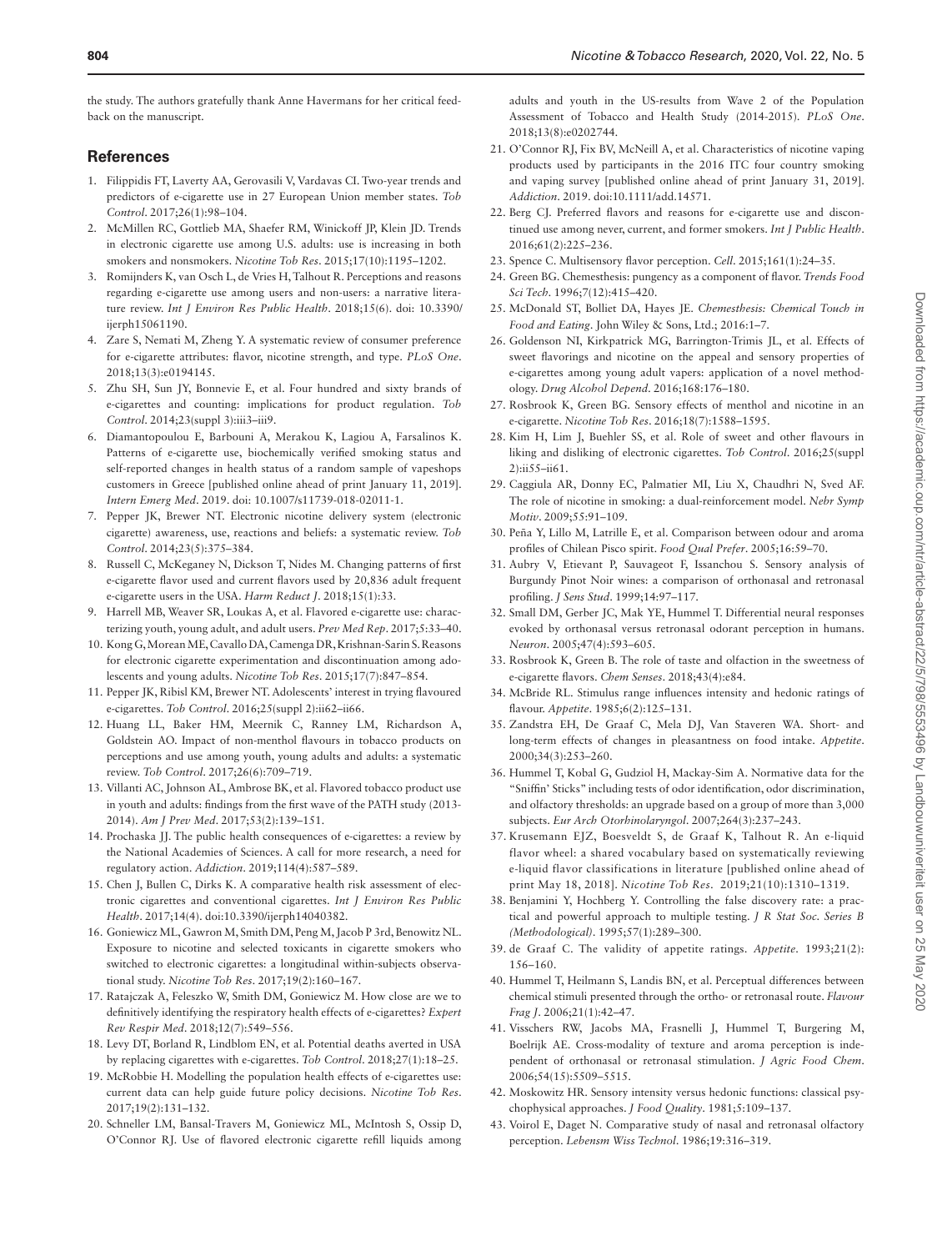the study. The authors gratefully thank Anne Havermans for her critical feedback on the manuscript.

## References

1. Filippidis FT, Laverty AA, Gerovasili V, Vardavas CI. Two-year trends and predictors of e-cigarette use in 27 European Union member states. *Tob Control*. 2017;26(1):98–104.
2. McMillen RC, Gottlieb MA, Shaefer RM, Winickoff JP, Klein JD. Trends in electronic cigarette use among U.S. adults: use is increasing in both smokers and nonsmokers. *Nicotine Tob Res*. 2015;17(10):1195–1202.
3. Romijnders K, van Osch L, de Vries H, Talhout R. Perceptions and reasons regarding e-cigarette use among users and non-users: a narrative literature review. *Int J Environ Res Public Health*. 2018;15(6). doi: 10.3390/ijerph15061190.
4. Zare S, Nemati M, Zheng Y. A systematic review of consumer preference for e-cigarette attributes: flavor, nicotine strength, and type. *PLoS One*. 2018;13(3):e0194145.
5. Zhu SH, Sun JY, Bonnevie E, et al. Four hundred and sixty brands of e-cigarettes and counting: implications for product regulation. *Tob Control*. 2014;23(suppl 3):iii3–iii9.
6. Diamantopoulou E, Barbouni A, Merakou K, Lagiou A, Farsalinos K. Patterns of e-cigarette use, biochemically verified smoking status and self-reported changes in health status of a random sample of vapeshops customers in Greece [published online ahead of print January 11, 2019]. *Intern Emerg Med*. 2019. doi: 10.1007/s11739-018-02011-1.
7. Pepper JK, Brewer NT. Electronic nicotine delivery system (electronic cigarette) awareness, use, reactions and beliefs: a systematic review. *Tob Control*. 2014;23(5):375–384.
8. Russell C, McKeganey N, Dickson T, Nides M. Changing patterns of first e-cigarette flavor used and current flavors used by 20,836 adult frequent e-cigarette users in the USA. *Harm Reduct J*. 2018;15(1):33.
9. Harrell MB, Weaver SR, Loukas A, et al. Flavored e-cigarette use: characterizing youth, young adult, and adult users. *Prev Med Rep*. 2017;5:33–40.
10. Kong G, Morean ME, Cavallo DA, Camenga DR, Krishnan-Sarin S. Reasons for electronic cigarette experimentation and discontinuation among adolescents and young adults. *Nicotine Tob Res*. 2015;17(7):847–854.
11. Pepper JK, Ribisl KM, Brewer NT. Adolescents' interest in trying flavoured e-cigarettes. *Tob Control*. 2016;25(suppl 2):ii62–ii66.
12. Huang LL, Baker HM, Meernik C, Ranney LM, Richardson A, Goldstein AO. Impact of non-menthol flavours in tobacco products on perceptions and use among youth, young adults and adults: a systematic review. *Tob Control*. 2017;26(6):709–719.
13. Villanti AC, Johnson AL, Ambrose BK, et al. Flavored tobacco product use in youth and adults: findings from the first wave of the PATH study (2013-2014). *Am J Prev Med*. 2017;53(2):139–151.
14. Prochaska JJ. The public health consequences of e-cigarettes: a review by the National Academies of Sciences. A call for more research, a need for regulatory action. *Addiction*. 2019;114(4):587–589.
15. Chen J, Bullen C, Dirks K. A comparative health risk assessment of electronic cigarettes and conventional cigarettes. *Int J Environ Res Public Health*. 2017;14(4). doi:10.3390/ijerph14040382.
16. Goniewicz ML, Gawron M, Smith DM, Peng M, Jacob P 3rd, Benowitz NL. Exposure to nicotine and selected toxicants in cigarette smokers who switched to electronic cigarettes: a longitudinal within-subjects observational study. *Nicotine Tob Res*. 2017;19(2):160–167.
17. Ratajczak A, Feleszko W, Smith DM, Goniewicz M. How close are we to definitively identifying the respiratory health effects of e-cigarettes? *Expert Rev Respir Med*. 2018;12(7):549–556.
18. Levy DT, Borland R, Lindblom EN, et al. Potential deaths averted in USA by replacing cigarettes with e-cigarettes. *Tob Control*. 2018;27(1):18–25.
19. McRobbie H. Modelling the population health effects of e-cigarettes use: current data can help guide future policy decisions. *Nicotine Tob Res*. 2017;19(2):131–132.
20. Schneller LM, Bansal-Travers M, Goniewicz ML, McIntosh S, Ossip D, O'Connor RJ. Use of flavored electronic cigarette refill liquids among adults and youth in the US-results from Wave 2 of the Population Assessment of Tobacco and Health Study (2014-2015). *PLoS One*. 2018;13(8):e0202744.
21. O'Connor RJ, Fix BV, McNeill A, et al. Characteristics of nicotine vaping products used by participants in the 2016 ITC four country smoking and vaping survey [published online ahead of print January 31, 2019]. *Addiction*. 2019. doi:10.1111/add.14571.
22. Berg CJ. Preferred flavors and reasons for e-cigarette use and discontinued use among never, current, and former smokers. *Int J Public Health*. 2016;61(2):225–236.
23. Spence C. Multisensory flavor perception. *Cell*. 2015;161(1):24–35.
24. Green BG. Chemesthesis: pungency as a component of flavor. *Trends Food Sci Tech*. 1996;7(12):415–420.
25. McDonald ST, Bolliet DA, Hayes JE. *Chemesthesis: Chemical Touch in Food and Eating*. John Wiley & Sons, Ltd.; 2016:1–7.
26. Goldenson NI, Kirkpatrick MG, Barrington-Trimis JL, et al. Effects of sweet flavorings and nicotine on the appeal and sensory properties of e-cigarettes among young adult vapers: application of a novel methodology. *Drug Alcohol Depend*. 2016;168:176–180.
27. Rosbrook K, Green BG. Sensory effects of menthol and nicotine in an e-cigarette. *Nicotine Tob Res*. 2016;18(7):1588–1595.
28. Kim H, Lim J, Buehler SS, et al. Role of sweet and other flavours in liking and disliking of electronic cigarettes. *Tob Control*. 2016;25(suppl 2):ii55–ii61.
29. Caggiula AR, Donny EC, Palmatier MI, Liu X, Chaudhri N, Sved AF. The role of nicotine in smoking: a dual-reinforcement model. *Nebr Symp Motiv*. 2009;55:91–109.
30. Peña Y, Lillo M, Latrille E, et al. Comparison between odour and aroma profiles of Chilean Pisco spirit. *Food Qual Prefer*. 2005;16:59–70.
31. Aubry V, Etievant P, Sauvageot F, Issanchou S. Sensory analysis of Burgundy Pinot Noir wines: a comparison of orthonasal and retronasal profiling. *J Sens Stud*. 1999;14:97–117.
32. Small DM, Gerber JC, Mak YE, Hummel T. Differential neural responses evoked by orthonasal versus retronasal odorant perception in humans. *Neuron*. 2005;47(4):593–605.
33. Rosbrook K, Green B. The role of taste and olfaction in the sweetness of e-cigarette flavors. *Chem Senses*. 2018;43(4):e84.
34. McBride RL. Stimulus range influences intensity and hedonic ratings of flavour. *Appetite*. 1985;6(2):125–131.
35. Zandstra EH, De Graaf C, Mela DJ, Van Staveren WA. Short- and long-term effects of changes in pleasantness on food intake. *Appetite*. 2000;34(3):253–260.
36. Hummel T, Kobal G, Gudziol H, Mackay-Sim A. Normative data for the "Sniffin' Sticks" including tests of odor identification, odor discrimination, and olfactory thresholds: an upgrade based on a group of more than 3,000 subjects. *Eur Arch Otorhinolaryngol*. 2007;264(3):237–243.
37. Krusemann EJZ, Boesveldt S, de Graaf K, Talhout R. An e-liquid flavor wheel: a shared vocabulary based on systematically reviewing e-liquid flavor classifications in literature [published online ahead of print May 18, 2018]. *Nicotine Tob Res*. 2019;21(10):1310–1319.
38. Benjamini Y, Hochberg Y. Controlling the false discovery rate: a practical and powerful approach to multiple testing. *J R Stat Soc. Series B (Methodological)*. 1995;57(1):289–300.
39. de Graaf C. The validity of appetite ratings. *Appetite*. 1993;21(2):156–160.
40. Hummel T, Heilmann S, Landis BN, et al. Perceptual differences between chemical stimuli presented through the ortho- or retronasal route. *Flavour Frag J*. 2006;21(1):42–47.
41. Visschers RW, Jacobs MA, Frasnelli J, Hummel T, Burgering M, Boelrijk AE. Cross-modality of texture and aroma perception is independent of orthonasal or retronasal stimulation. *J Agric Food Chem*. 2006;54(15):5509–5515.
42. Moskowitz HR. Sensory intensity versus hedonic functions: classical psychophysical approaches. *J Food Quality*. 1981;5:109–137.
43. Voirol E, Daget N. Comparative study of nasal and retronasal olfactory perception. *Lebensm Wiss Technol*. 1986;19:316–319.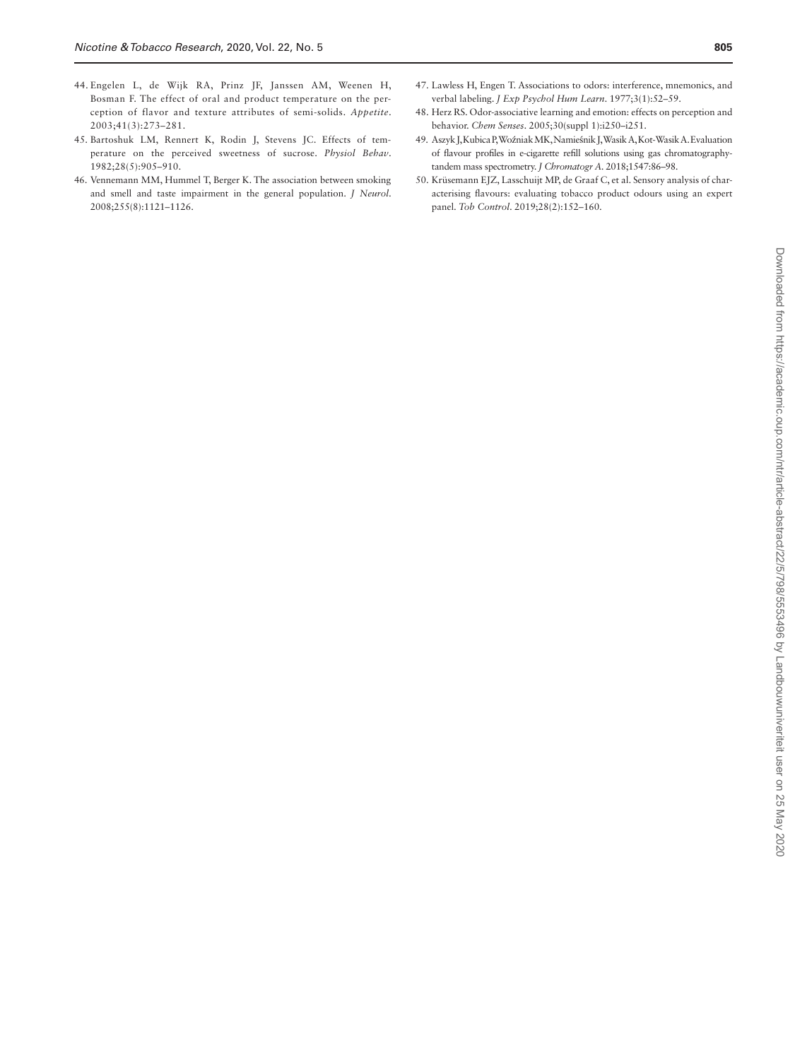44. Engelen L, de Wijk RA, Prinz JF, Janssen AM, Weenen H, Bosman F. The effect of oral and product temperature on the perception of flavor and texture attributes of semi-solids. *Appetite*. 2003;41(3):273–281.
45. Bartoshuk LM, Rennert K, Rodin J, Stevens JC. Effects of temperature on the perceived sweetness of sucrose. *Physiol Behav*. 1982;28(5):905–910.
46. Vennemann MM, Hummel T, Berger K. The association between smoking and smell and taste impairment in the general population. *J Neurol*. 2008;255(8):1121–1126.
47. Lawless H, Engen T. Associations to odors: interference, mnemonics, and verbal labeling. *J Exp Psychol Hum Learn*. 1977;3(1):52–59.
48. Herz RS. Odor-associative learning and emotion: effects on perception and behavior. *Chem Senses*. 2005;30(suppl 1):i250–i251.
49. Aszyk J, Kubica P, Woźniak MK, Namieśnik J, Wasik A, Kot-Wasik A. Evaluation of flavour profiles in e-cigarette refill solutions using gas chromatography-tandem mass spectrometry. *J Chromatogr A*. 2018;1547:86–98.
50. Krüsemann EJZ, Lasschuijt MP, de Graaf C, et al. Sensory analysis of characterising flavours: evaluating tobacco product odours using an expert panel. *Tob Control*. 2019;28(2):152–160.